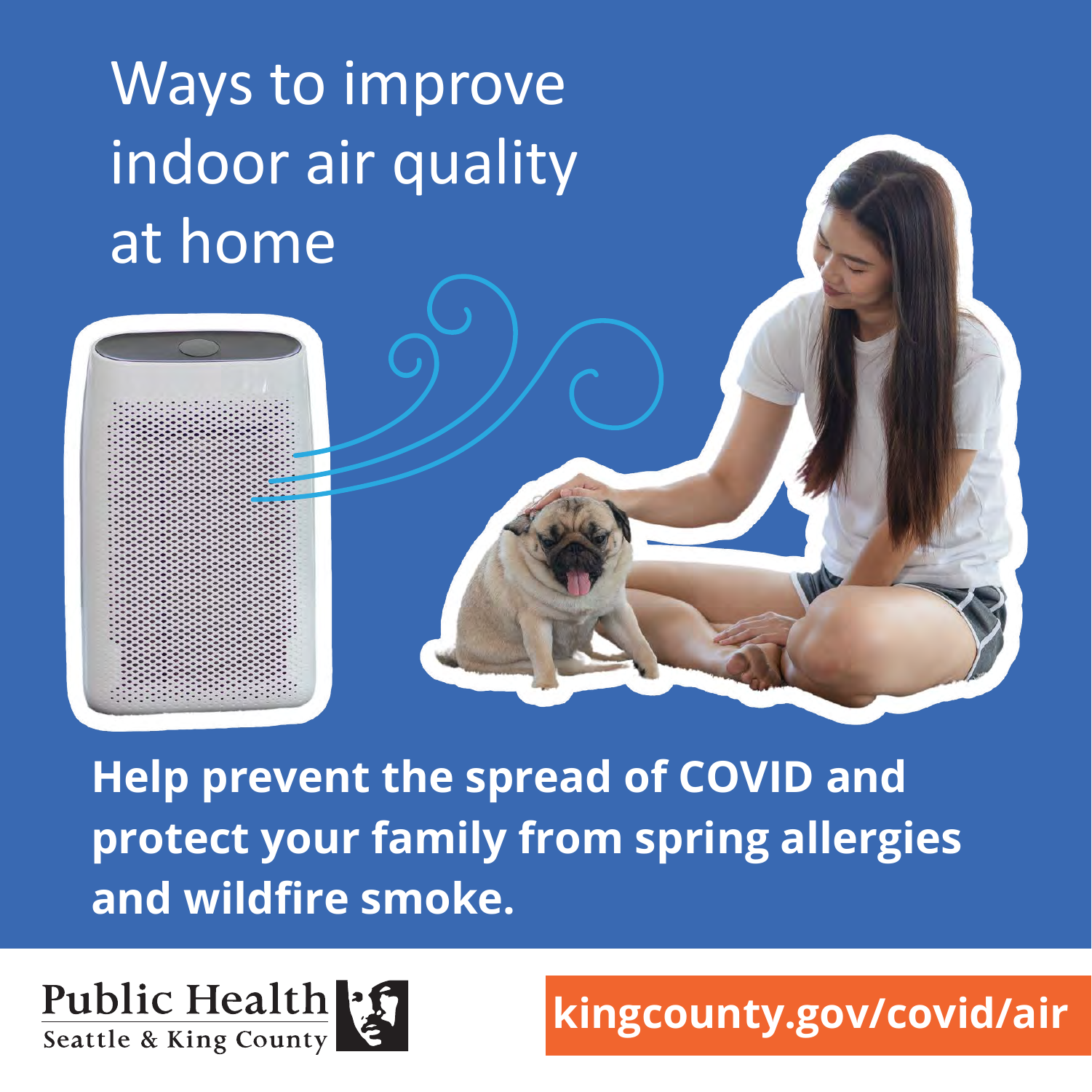# Ways to improve indoor air quality at home

**Help prevent the spread of COVID and protect your family from spring allergies and wildfire smoke.**

Public Health
Seattle & King County

**kingcounty.gov/covid/air**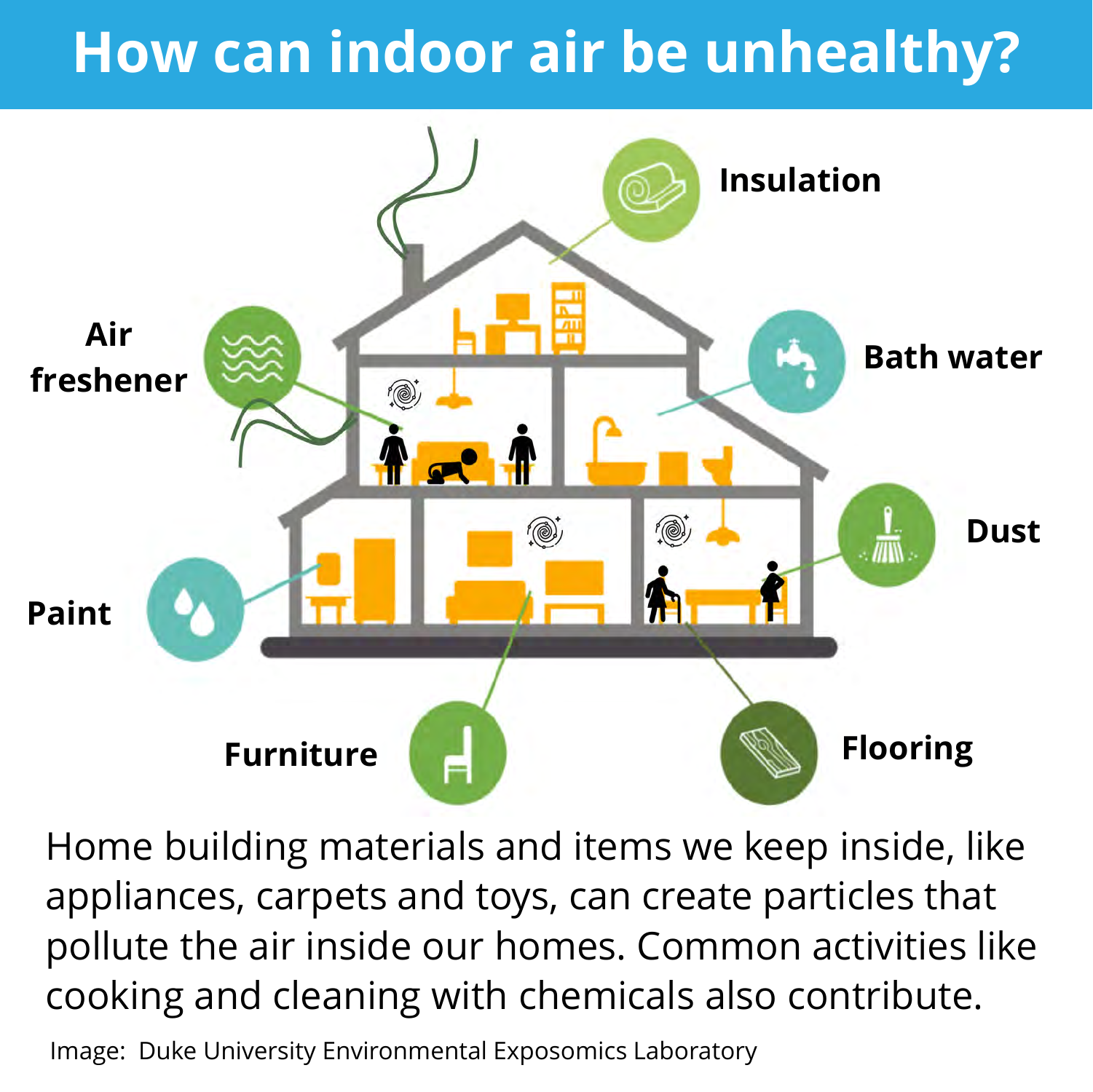# How can indoor air be unhealthy?

Insulation

Air freshener

Bath water

Dust

Paint

Furniture

Flooring

Home building materials and items we keep inside, like appliances, carpets and toys, can create particles that pollute the air inside our homes. Common activities like cooking and cleaning with chemicals also contribute.

Image: Duke University Environmental Exposomics Laboratory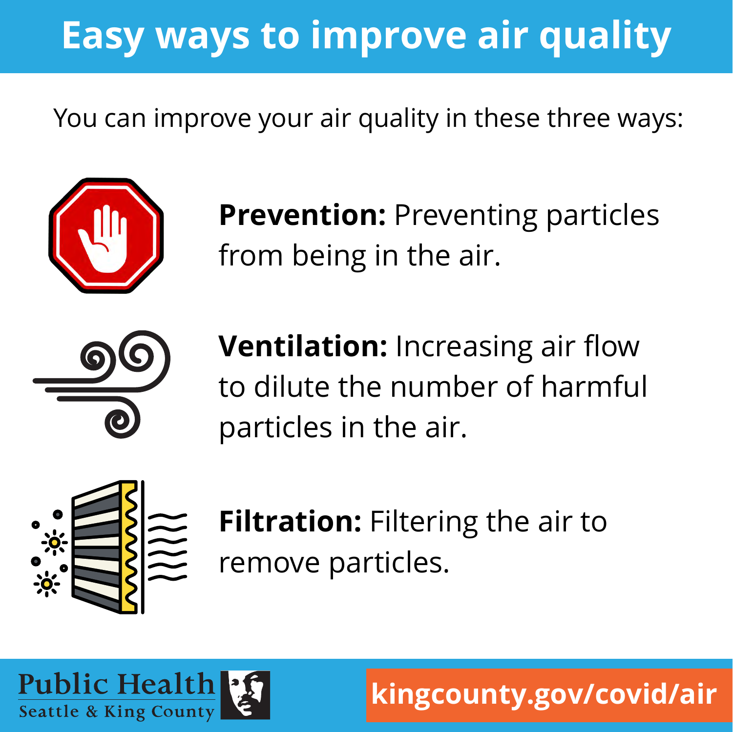# Easy ways to improve air quality

You can improve your air quality in these three ways:

**Prevention:** Preventing particles from being in the air.

**Ventilation:** Increasing air flow to dilute the number of harmful particles in the air.

**Filtration:** Filtering the air to remove particles.

Public Health
Seattle & King County

kingcounty.gov/covid/air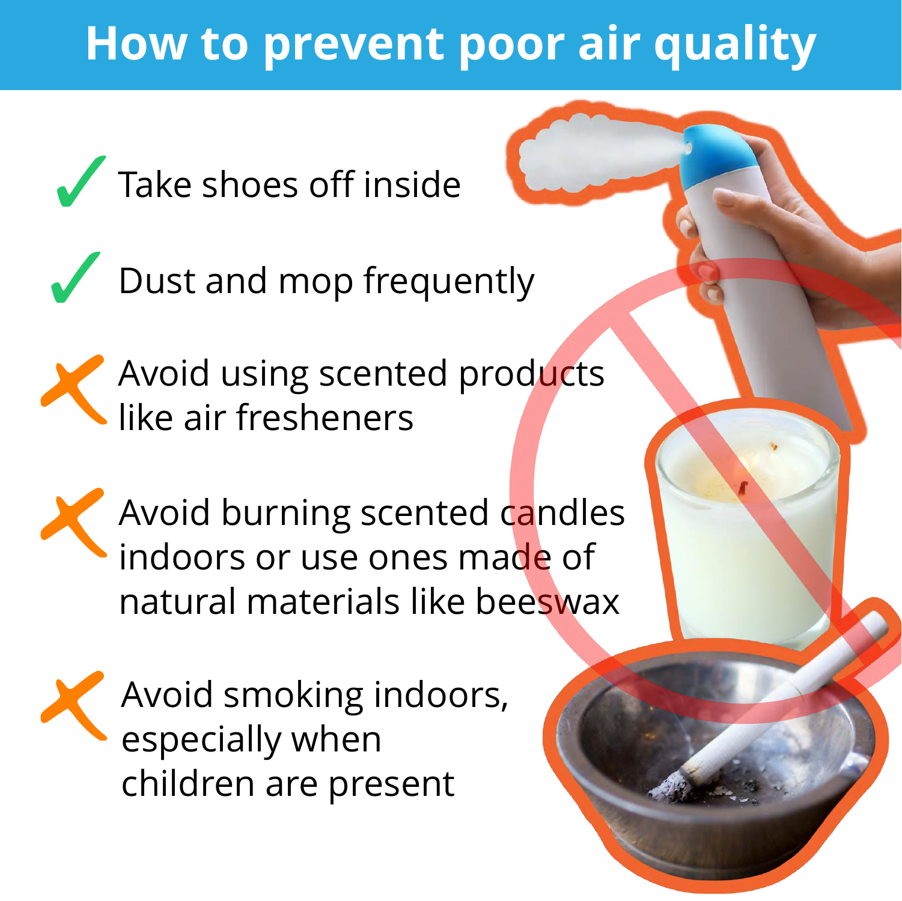# How to prevent poor air quality

- ✓ Take shoes off inside
- ✓ Dust and mop frequently
- ✗ Avoid using scented products like air fresheners
- ✗ Avoid burning scented candles indoors or use ones made of natural materials like beeswax
- ✗ Avoid smoking indoors, especially when children are present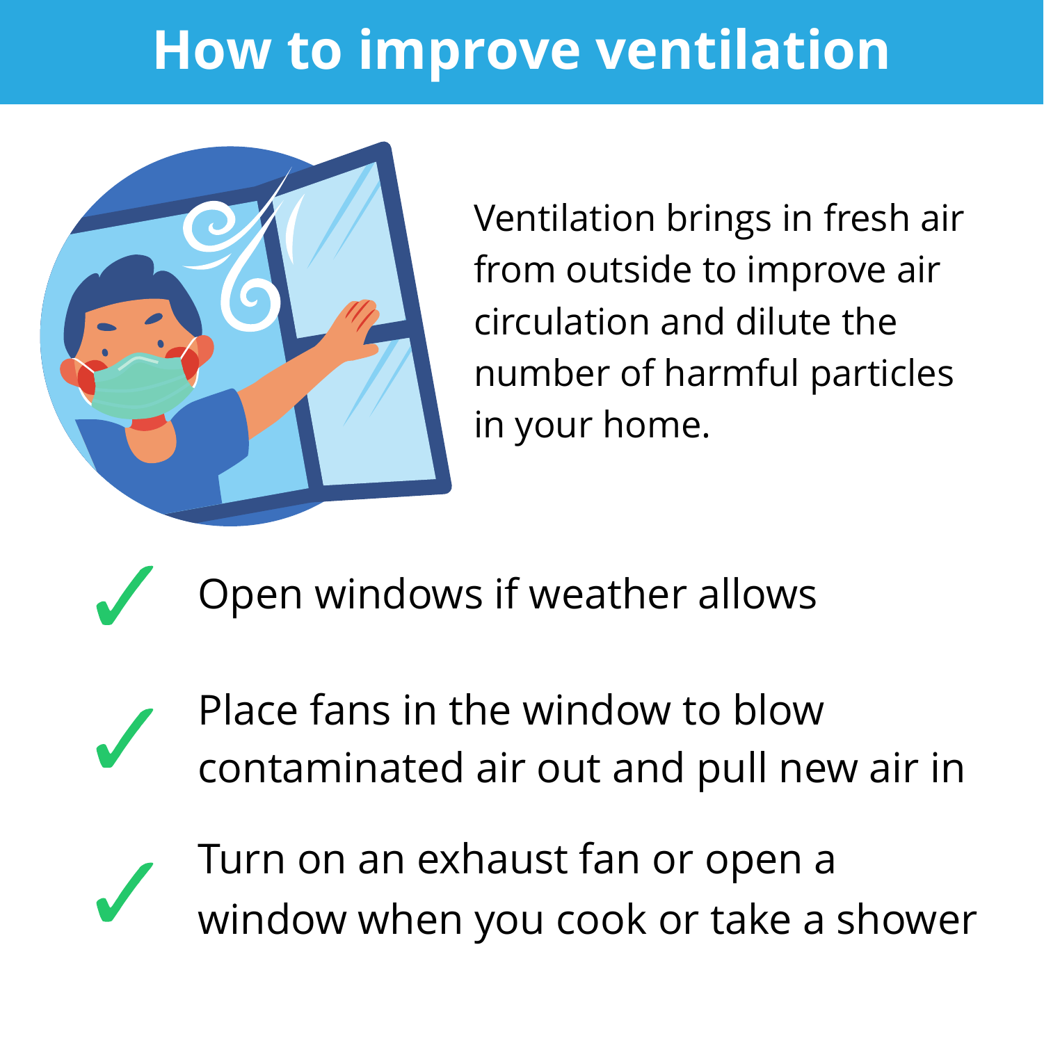# How to improve ventilation

Ventilation brings in fresh air from outside to improve air circulation and dilute the number of harmful particles in your home.

- ✓ Open windows if weather allows
- ✓ Place fans in the window to blow contaminated air out and pull new air in
- ✓ Turn on an exhaust fan or open a window when you cook or take a shower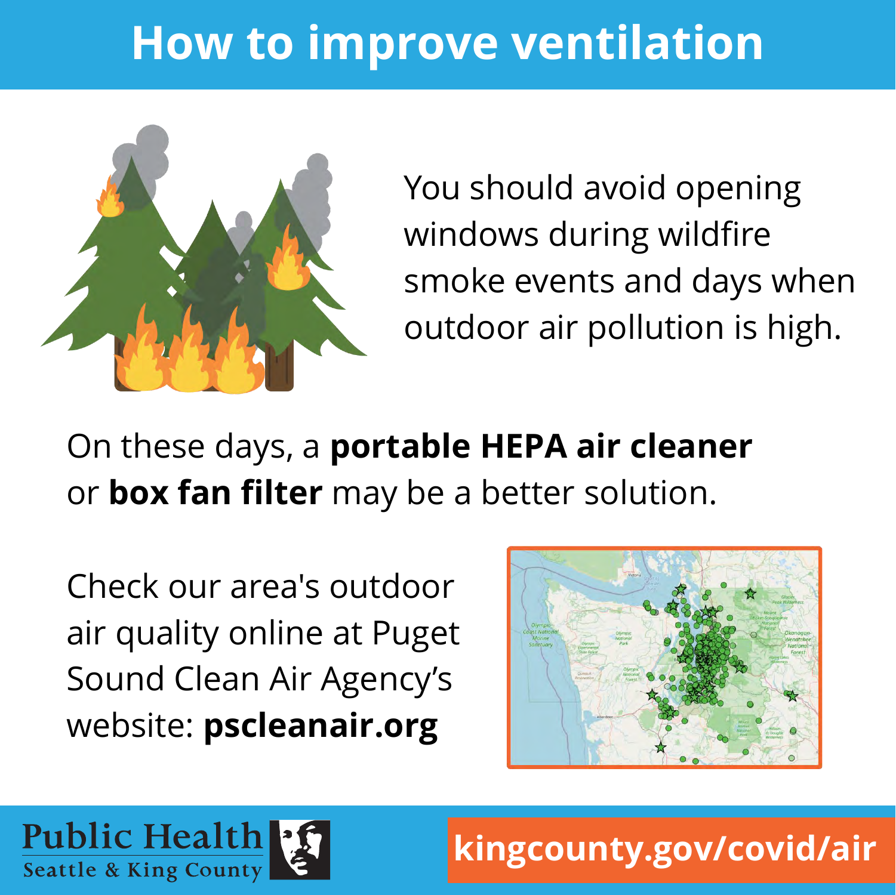# How to improve ventilation

You should avoid opening windows during wildfire smoke events and days when outdoor air pollution is high.

On these days, a **portable HEPA air cleaner** or **box fan filter** may be a better solution.

Check our area's outdoor air quality online at Puget Sound Clean Air Agency's website: **pscleanair.org**

Public Health
Seattle & King County

**kingcounty.gov/covid/air**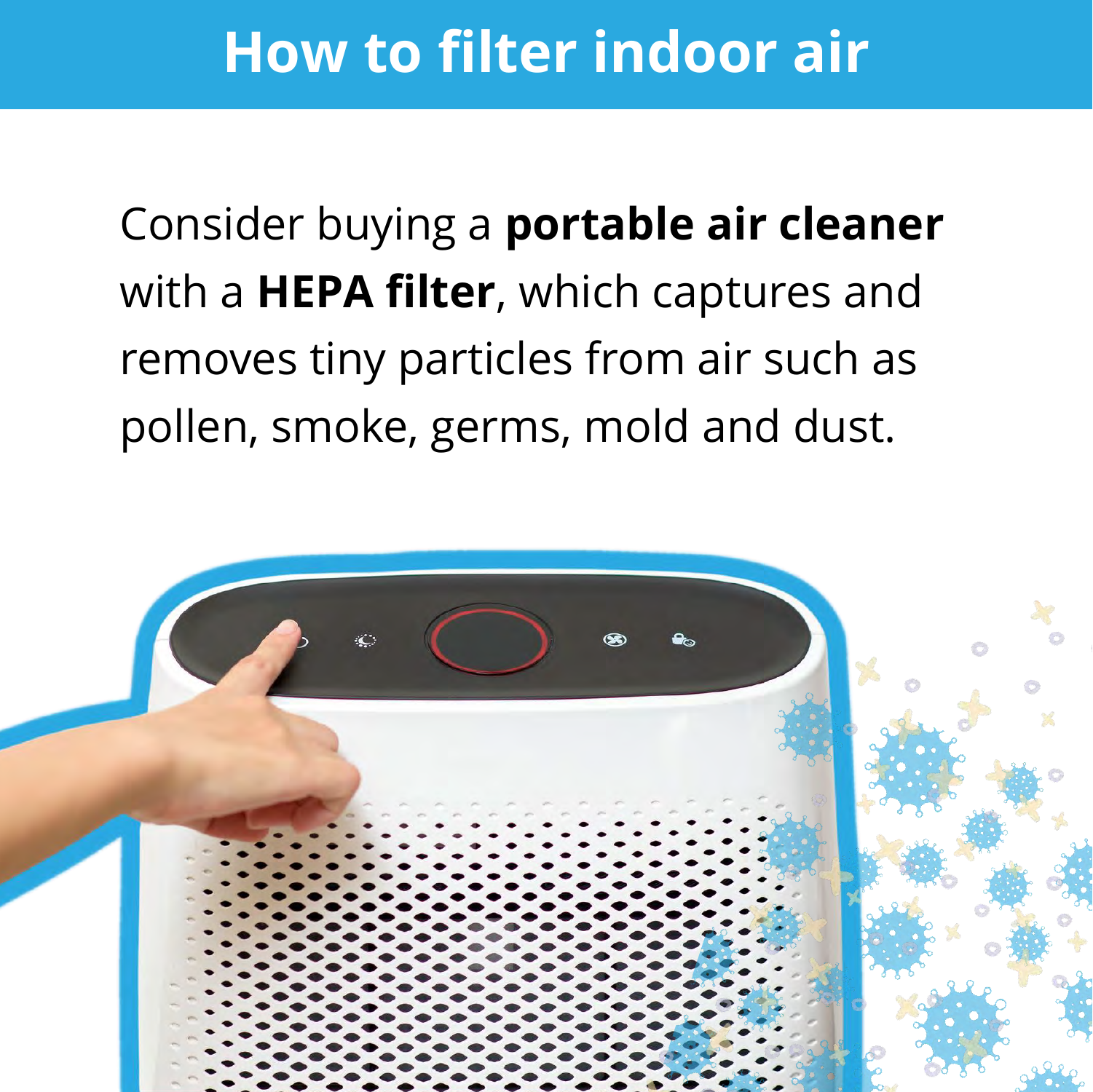# How to filter indoor air

Consider buying a **portable air cleaner** with a **HEPA filter**, which captures and removes tiny particles from air such as pollen, smoke, germs, mold and dust.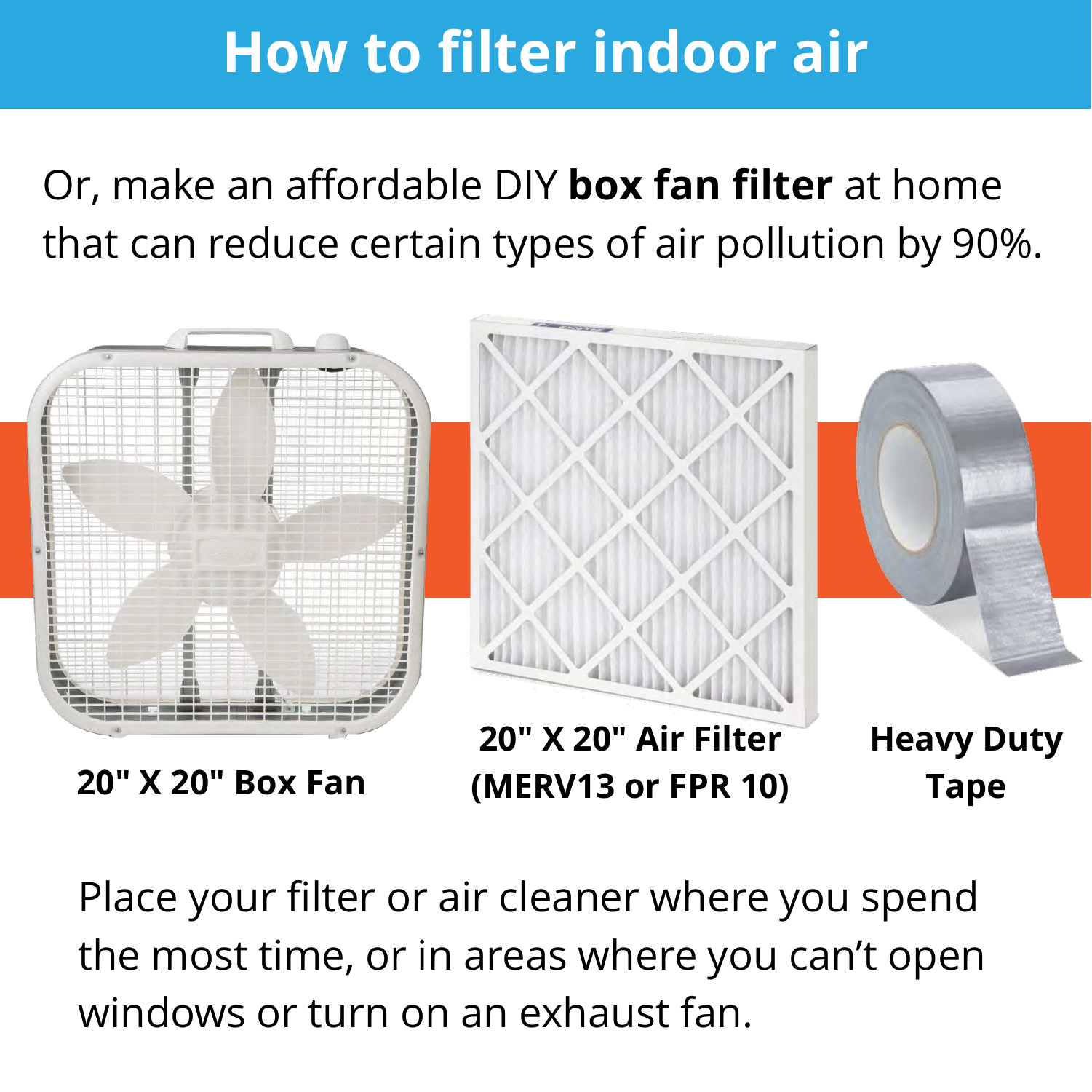# How to filter indoor air

Or, make an affordable DIY **box fan filter** at home that can reduce certain types of air pollution by 90%.

**20" X 20" Box Fan**

**20" X 20" Air Filter (MERV13 or FPR 10)**

**Heavy Duty Tape**

Place your filter or air cleaner where you spend the most time, or in areas where you can't open windows or turn on an exhaust fan.